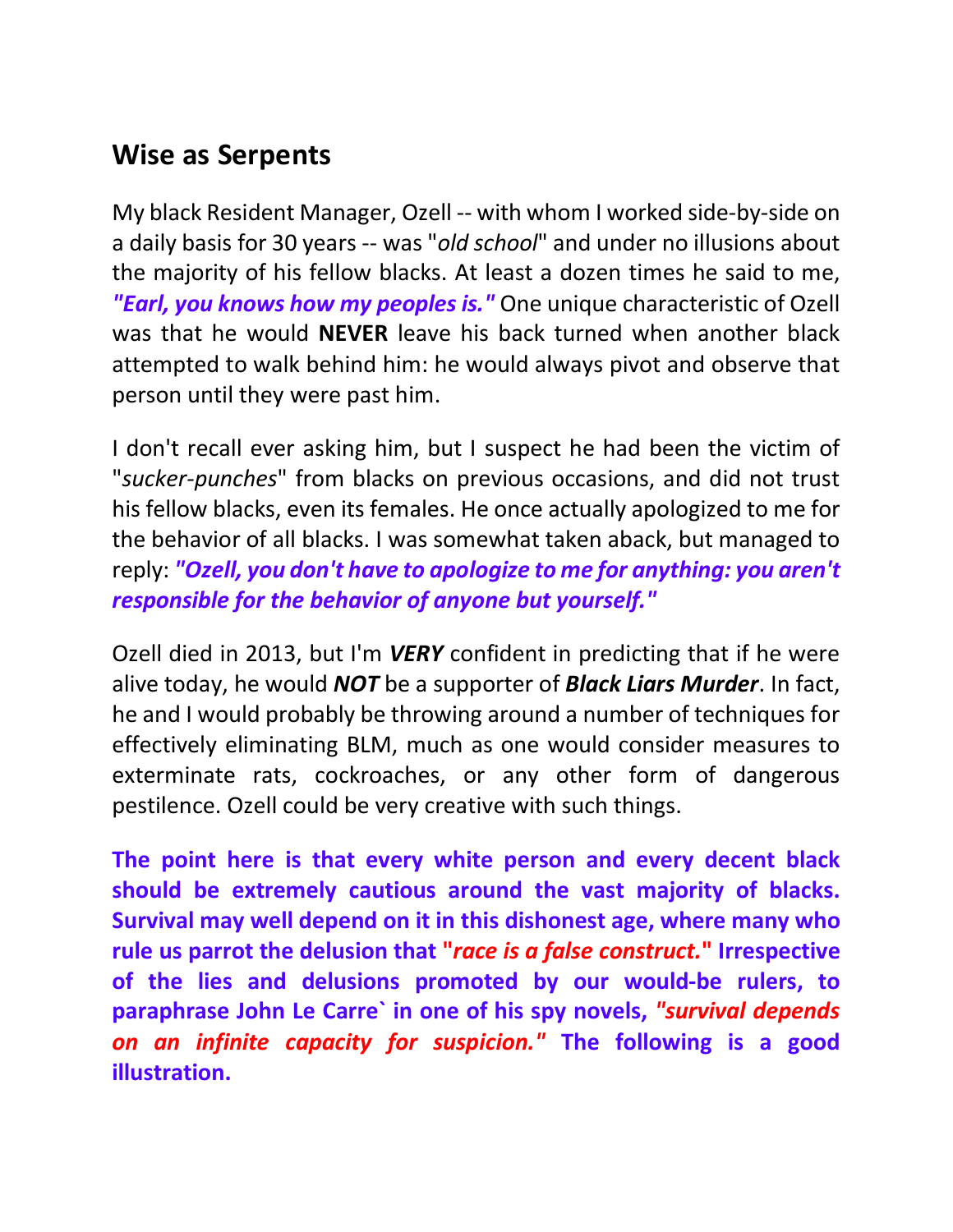## Wise as Serpents

My black Resident Manager, Ozell -- with whom I worked side-by-side on a daily basis for 30 years -- was "*old school*" and under no illusions about the majority of his fellow blacks. At least a dozen times he said to me, ***"Earl, you knows how my peoples is."*** One unique characteristic of Ozell was that he would **NEVER** leave his back turned when another black attempted to walk behind him: he would always pivot and observe that person until they were past him.

I don't recall ever asking him, but I suspect he had been the victim of "*sucker-punches*" from blacks on previous occasions, and did not trust his fellow blacks, even its females. He once actually apologized to me for the behavior of all blacks. I was somewhat taken aback, but managed to reply: ***"Ozell, you don't have to apologize to me for anything: you aren't responsible for the behavior of anyone but yourself."***

Ozell died in 2013, but I'm ***VERY*** confident in predicting that if he were alive today, he would ***NOT*** be a supporter of ***Black Liars Murder***. In fact, he and I would probably be throwing around a number of techniques for effectively eliminating BLM, much as one would consider measures to exterminate rats, cockroaches, or any other form of dangerous pestilence. Ozell could be very creative with such things.

**The point here is that every white person and every decent black should be extremely cautious around the vast majority of blacks. Survival may well depend on it in this dishonest age, where many who rule us parrot the delusion that "*race is a false construct.*" Irrespective of the lies and delusions promoted by our would-be rulers, to paraphrase John Le Carre` in one of his spy novels, *"survival depends on an infinite capacity for suspicion."* The following is a good illustration.**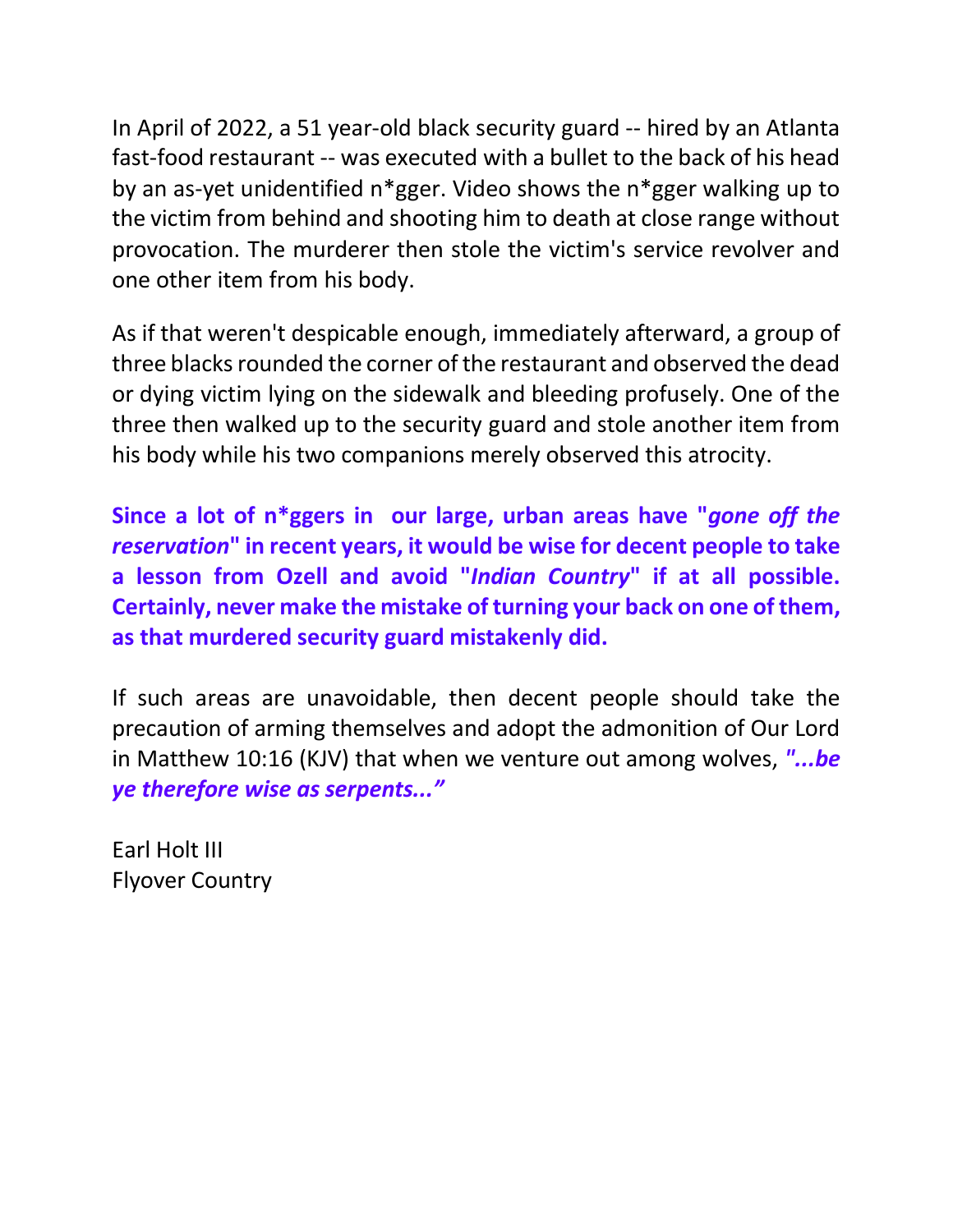In April of 2022, a 51 year-old black security guard -- hired by an Atlanta fast-food restaurant -- was executed with a bullet to the back of his head by an as-yet unidentified n*gger. Video shows the n*gger walking up to the victim from behind and shooting him to death at close range without provocation. The murderer then stole the victim's service revolver and one other item from his body.

As if that weren't despicable enough, immediately afterward, a group of three blacks rounded the corner of the restaurant and observed the dead or dying victim lying on the sidewalk and bleeding profusely. One of the three then walked up to the security guard and stole another item from his body while his two companions merely observed this atrocity.

**Since a lot of n*ggers in our large, urban areas have "*gone off the reservation*" in recent years, it would be wise for decent people to take a lesson from Ozell and avoid "*Indian Country*" if at all possible. Certainly, never make the mistake of turning your back on one of them, as that murdered security guard mistakenly did.**

If such areas are unavoidable, then decent people should take the precaution of arming themselves and adopt the admonition of Our Lord in Matthew 10:16 (KJV) that when we venture out among wolves, ***"...be ye therefore wise as serpents..."***

Earl Holt III
Flyover Country